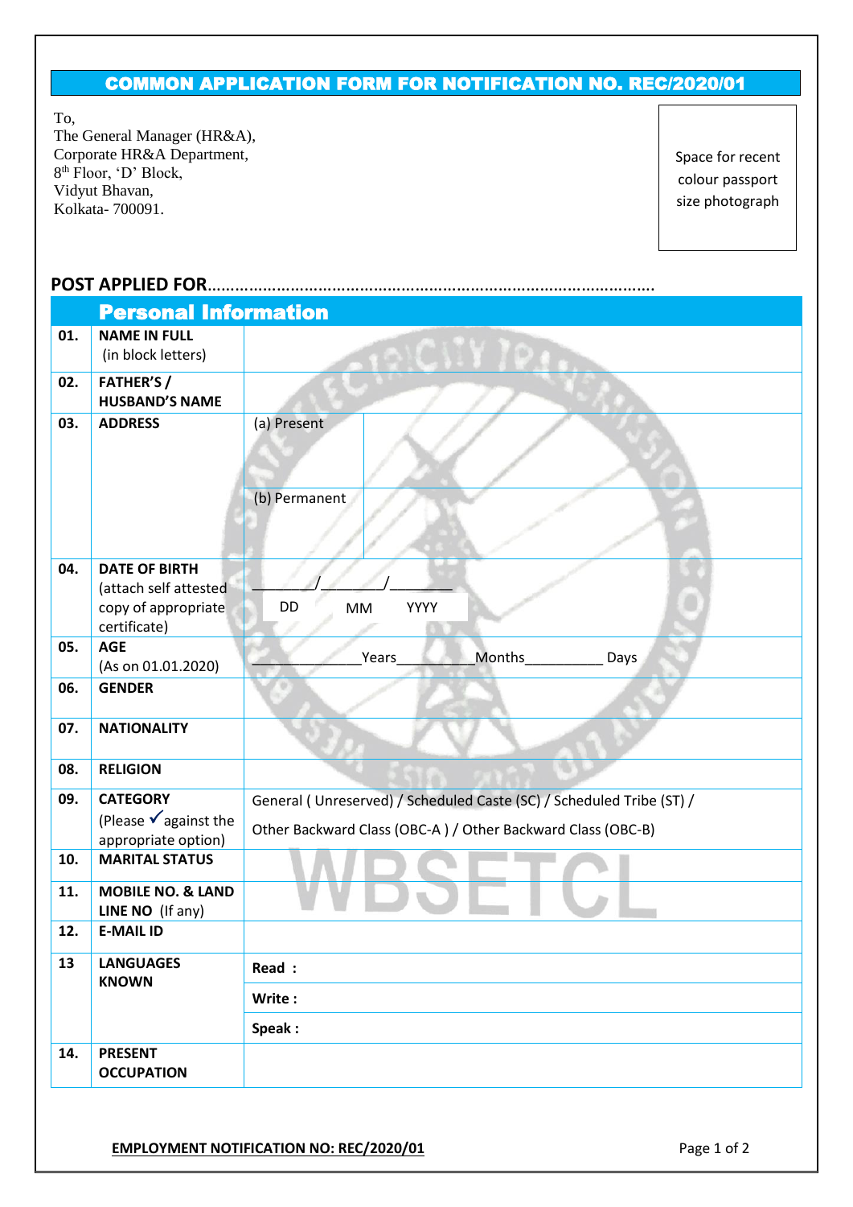# COMMON APPLICATION FORM FOR NOTIFICATION NO. REC/2020/01

To,
The General Manager (HR&A),
Corporate HR&A Department,
8th Floor, 'D' Block,
Vidyut Bhavan,
Kolkata- 700091.

Space for recent colour passport size photograph

**POST APPLIED FOR**…………………………………………………………………………………

## Personal Information

| | | | |
|---|---|---|---|
| **01.** | **NAME IN FULL** (in block letters) | | |
| **02.** | **FATHER'S / HUSBAND'S NAME** | | |
| **03.** | **ADDRESS** | (a) Present | |
| | | (b) Permanent | |
| **04.** | **DATE OF BIRTH** (attach self attested copy of appropriate certificate) | ________/________/________ DD MM YYYY | |
| **05.** | **AGE** (As on 01.01.2020) | ____________Years____________Months__________ Days | |
| **06.** | **GENDER** | | |
| **07.** | **NATIONALITY** | | |
| **08.** | **RELIGION** | | |
| **09.** | **CATEGORY** (Please ✓ against the appropriate option) | General ( Unreserved) / Scheduled Caste (SC) / Scheduled Tribe (ST) / Other Backward Class (OBC-A ) / Other Backward Class (OBC-B) | |
| **10.** | **MARITAL STATUS** | | |
| **11.** | **MOBILE NO. & LAND LINE NO** (If any) | | |
| **12.** | **E-MAIL ID** | | |
| **13** | **LANGUAGES KNOWN** | **Read :** | |
| | | **Write :** | |
| | | **Speak :** | |
| **14.** | **PRESENT OCCUPATION** | | |

**EMPLOYMENT NOTIFICATION NO: REC/2020/01**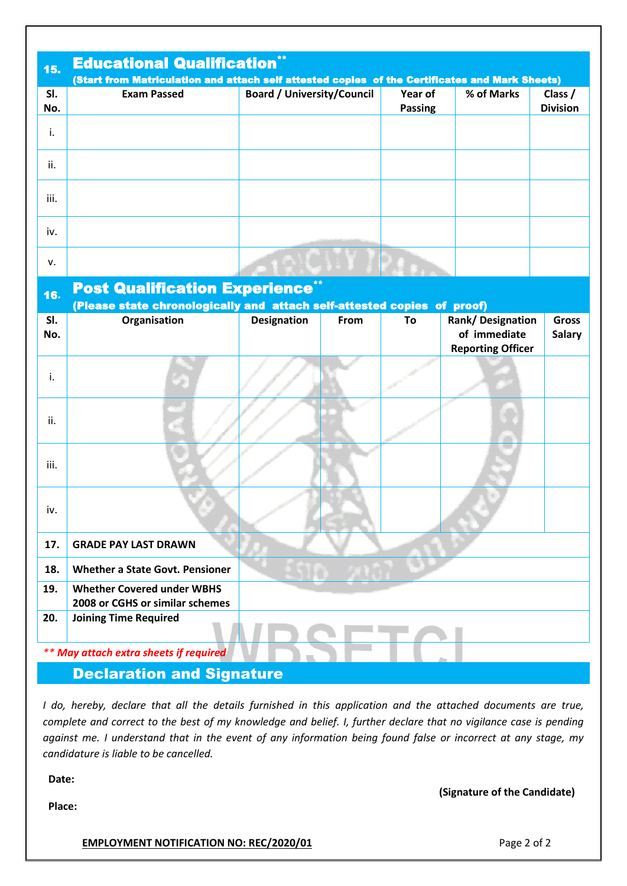## 15. Educational Qualification**

**(Start from Matriculation and attach self attested copies of the Certificates and Mark Sheets)**

| Sl. No. | Exam Passed | Board / University/Council | Year of Passing | % of Marks | Class / Division |
|---|---|---|---|---|---|
| i. | | | | | |
| ii. | | | | | |
| iii. | | | | | |
| iv. | | | | | |
| v. | | | | | |

## 16. Post Qualification Experience**

**(Please state chronologically and attach self-attested copies of proof)**

| Sl. No. | Organisation | Designation | From | To | Rank/ Designation of immediate Reporting Officer | Gross Salary |
|---|---|---|---|---|---|---|
| i. | | | | | | |
| ii. | | | | | | |
| iii. | | | | | | |
| iv. | | | | | | |

| | | |
|---|---|---|
| 17. | **GRADE PAY LAST DRAWN** | |
| 18. | **Whether a State Govt. Pensioner** | |
| 19. | **Whether Covered under WBHS 2008 or CGHS or similar schemes** | |
| 20. | **Joining Time Required** | |

*** May attach extra sheets if required*

## Declaration and Signature

*I do, hereby, declare that all the details furnished in this application and the attached documents are true, complete and correct to the best of my knowledge and belief. I, further declare that no vigilance case is pending against me. I understand that in the event of any information being found false or incorrect at any stage, my candidature is liable to be cancelled.*

**Date:**

**(Signature of the Candidate)**

**Place:**

**EMPLOYMENT NOTIFICATION NO: REC/2020/01**